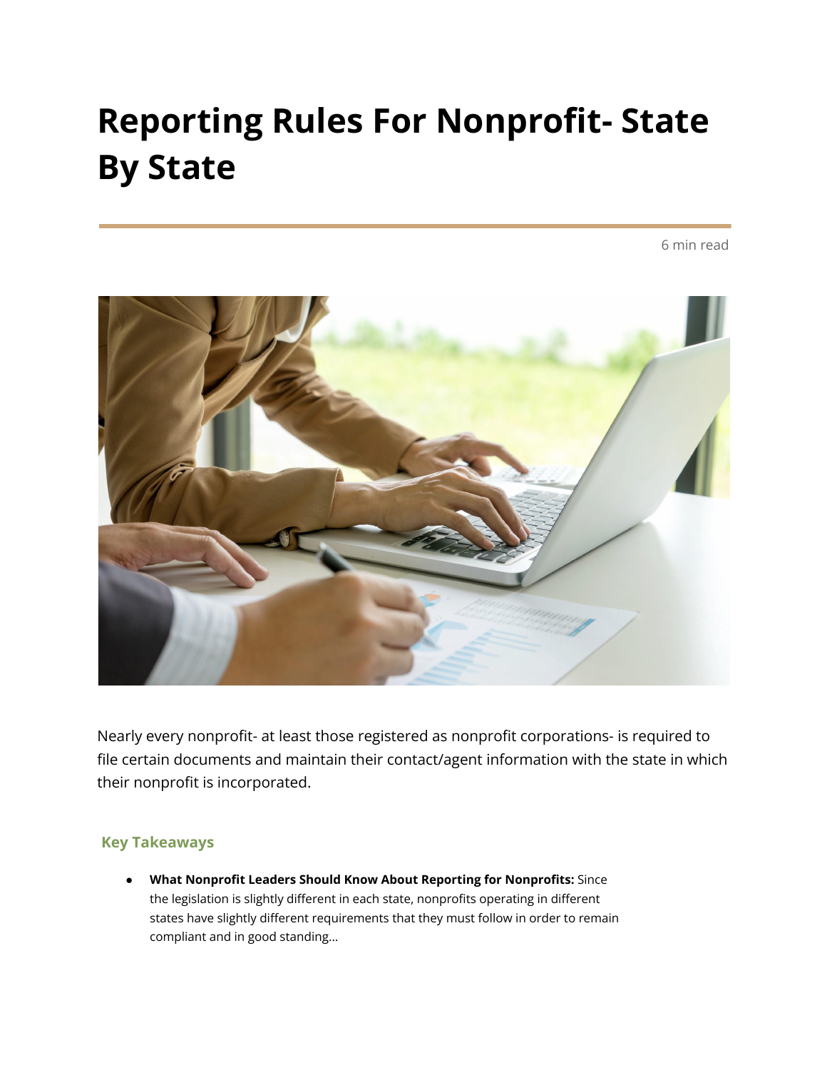# Reporting Rules For Nonprofit- State By State

6 min read

Nearly every nonprofit- at least those registered as nonprofit corporations- is required to file certain documents and maintain their contact/agent information with the state in which their nonprofit is incorporated.

### Key Takeaways

- **What Nonprofit Leaders Should Know About Reporting for Nonprofits:** Since the legislation is slightly different in each state, nonprofits operating in different states have slightly different requirements that they must follow in order to remain compliant and in good standing...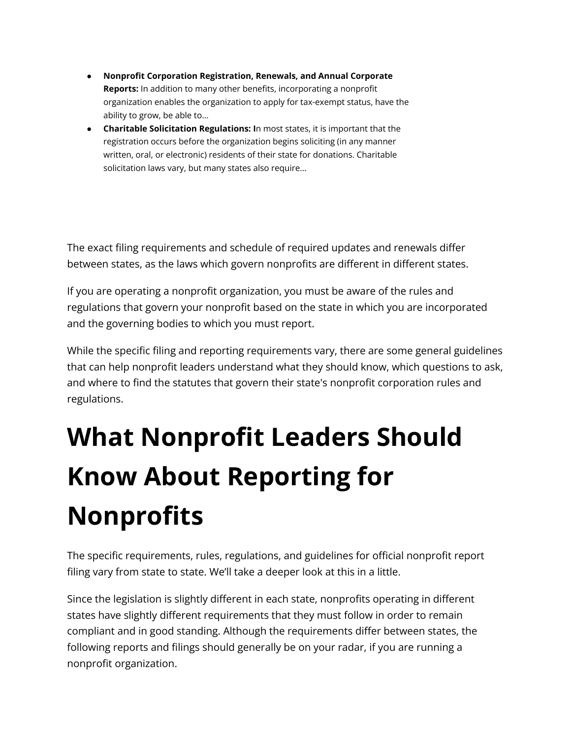- **Nonprofit Corporation Registration, Renewals, and Annual Corporate Reports:** In addition to many other benefits, incorporating a nonprofit organization enables the organization to apply for tax-exempt status, have the ability to grow, be able to...
- **Charitable Solicitation Regulations: I**n most states, it is important that the registration occurs before the organization begins soliciting (in any manner written, oral, or electronic) residents of their state for donations. Charitable solicitation laws vary, but many states also require...

The exact filing requirements and schedule of required updates and renewals differ between states, as the laws which govern nonprofits are different in different states.

If you are operating a nonprofit organization, you must be aware of the rules and regulations that govern your nonprofit based on the state in which you are incorporated and the governing bodies to which you must report.

While the specific filing and reporting requirements vary, there are some general guidelines that can help nonprofit leaders understand what they should know, which questions to ask, and where to find the statutes that govern their state's nonprofit corporation rules and regulations.

# What Nonprofit Leaders Should Know About Reporting for Nonprofits

The specific requirements, rules, regulations, and guidelines for official nonprofit report filing vary from state to state. We'll take a deeper look at this in a little.

Since the legislation is slightly different in each state, nonprofits operating in different states have slightly different requirements that they must follow in order to remain compliant and in good standing. Although the requirements differ between states, the following reports and filings should generally be on your radar, if you are running a nonprofit organization.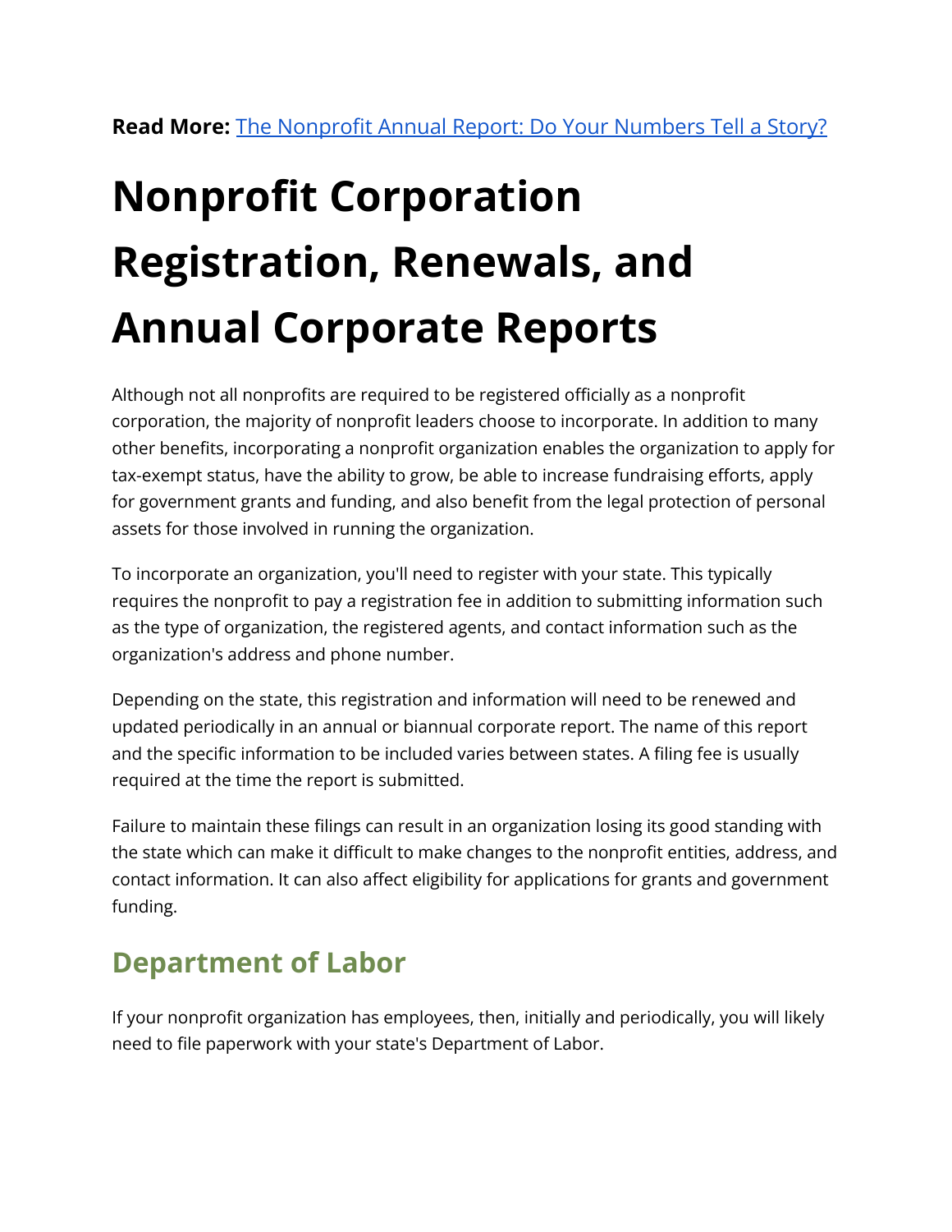**Read More:** [The Nonprofit Annual Report: Do Your Numbers Tell a Story?]

# Nonprofit Corporation Registration, Renewals, and Annual Corporate Reports

Although not all nonprofits are required to be registered officially as a nonprofit corporation, the majority of nonprofit leaders choose to incorporate. In addition to many other benefits, incorporating a nonprofit organization enables the organization to apply for tax-exempt status, have the ability to grow, be able to increase fundraising efforts, apply for government grants and funding, and also benefit from the legal protection of personal assets for those involved in running the organization.

To incorporate an organization, you'll need to register with your state. This typically requires the nonprofit to pay a registration fee in addition to submitting information such as the type of organization, the registered agents, and contact information such as the organization's address and phone number.

Depending on the state, this registration and information will need to be renewed and updated periodically in an annual or biannual corporate report. The name of this report and the specific information to be included varies between states. A filing fee is usually required at the time the report is submitted.

Failure to maintain these filings can result in an organization losing its good standing with the state which can make it difficult to make changes to the nonprofit entities, address, and contact information. It can also affect eligibility for applications for grants and government funding.

## Department of Labor

If your nonprofit organization has employees, then, initially and periodically, you will likely need to file paperwork with your state's Department of Labor.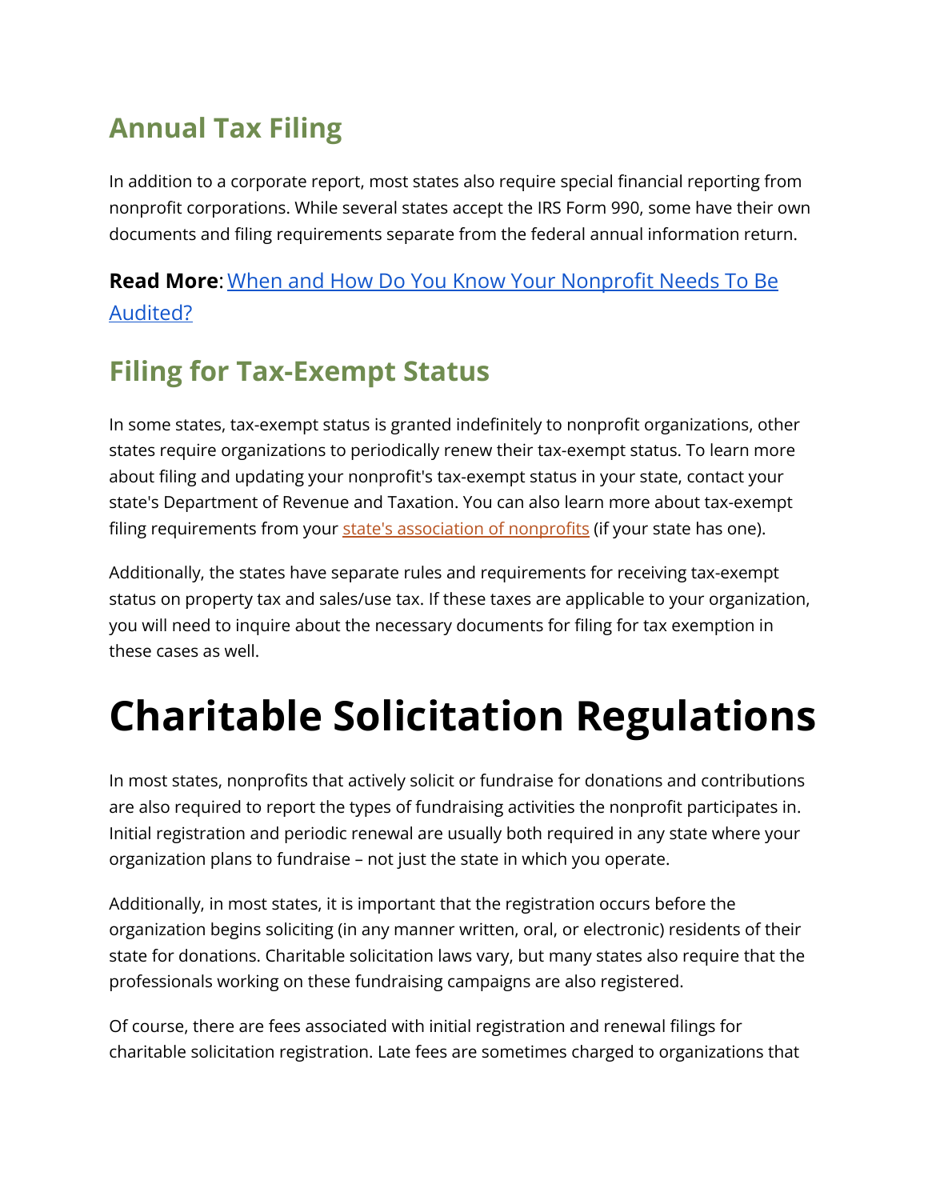## Annual Tax Filing

In addition to a corporate report, most states also require special financial reporting from nonprofit corporations. While several states accept the IRS Form 990, some have their own documents and filing requirements separate from the federal annual information return.

**Read More**: When and How Do You Know Your Nonprofit Needs To Be Audited?

## Filing for Tax-Exempt Status

In some states, tax-exempt status is granted indefinitely to nonprofit organizations, other states require organizations to periodically renew their tax-exempt status. To learn more about filing and updating your nonprofit's tax-exempt status in your state, contact your state's Department of Revenue and Taxation. You can also learn more about tax-exempt filing requirements from your state's association of nonprofits (if your state has one).

Additionally, the states have separate rules and requirements for receiving tax-exempt status on property tax and sales/use tax. If these taxes are applicable to your organization, you will need to inquire about the necessary documents for filing for tax exemption in these cases as well.

# Charitable Solicitation Regulations

In most states, nonprofits that actively solicit or fundraise for donations and contributions are also required to report the types of fundraising activities the nonprofit participates in. Initial registration and periodic renewal are usually both required in any state where your organization plans to fundraise – not just the state in which you operate.

Additionally, in most states, it is important that the registration occurs before the organization begins soliciting (in any manner written, oral, or electronic) residents of their state for donations. Charitable solicitation laws vary, but many states also require that the professionals working on these fundraising campaigns are also registered.

Of course, there are fees associated with initial registration and renewal filings for charitable solicitation registration. Late fees are sometimes charged to organizations that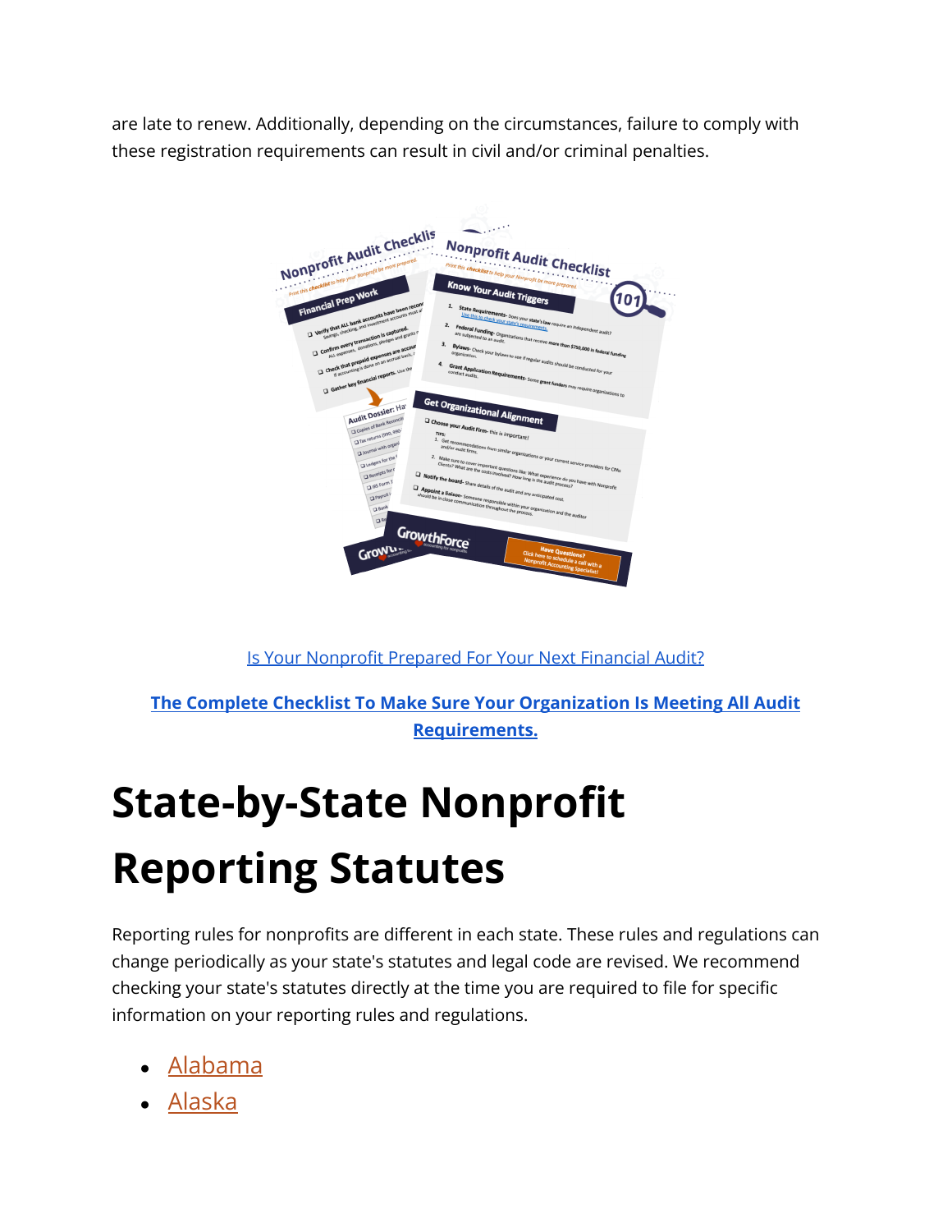are late to renew. Additionally, depending on the circumstances, failure to comply with these registration requirements can result in civil and/or criminal penalties.

Is Your Nonprofit Prepared For Your Next Financial Audit?

**The Complete Checklist To Make Sure Your Organization Is Meeting All Audit Requirements.**

# State-by-State Nonprofit Reporting Statutes

Reporting rules for nonprofits are different in each state. These rules and regulations can change periodically as your state's statutes and legal code are revised. We recommend checking your state's statutes directly at the time you are required to file for specific information on your reporting rules and regulations.

- Alabama
- Alaska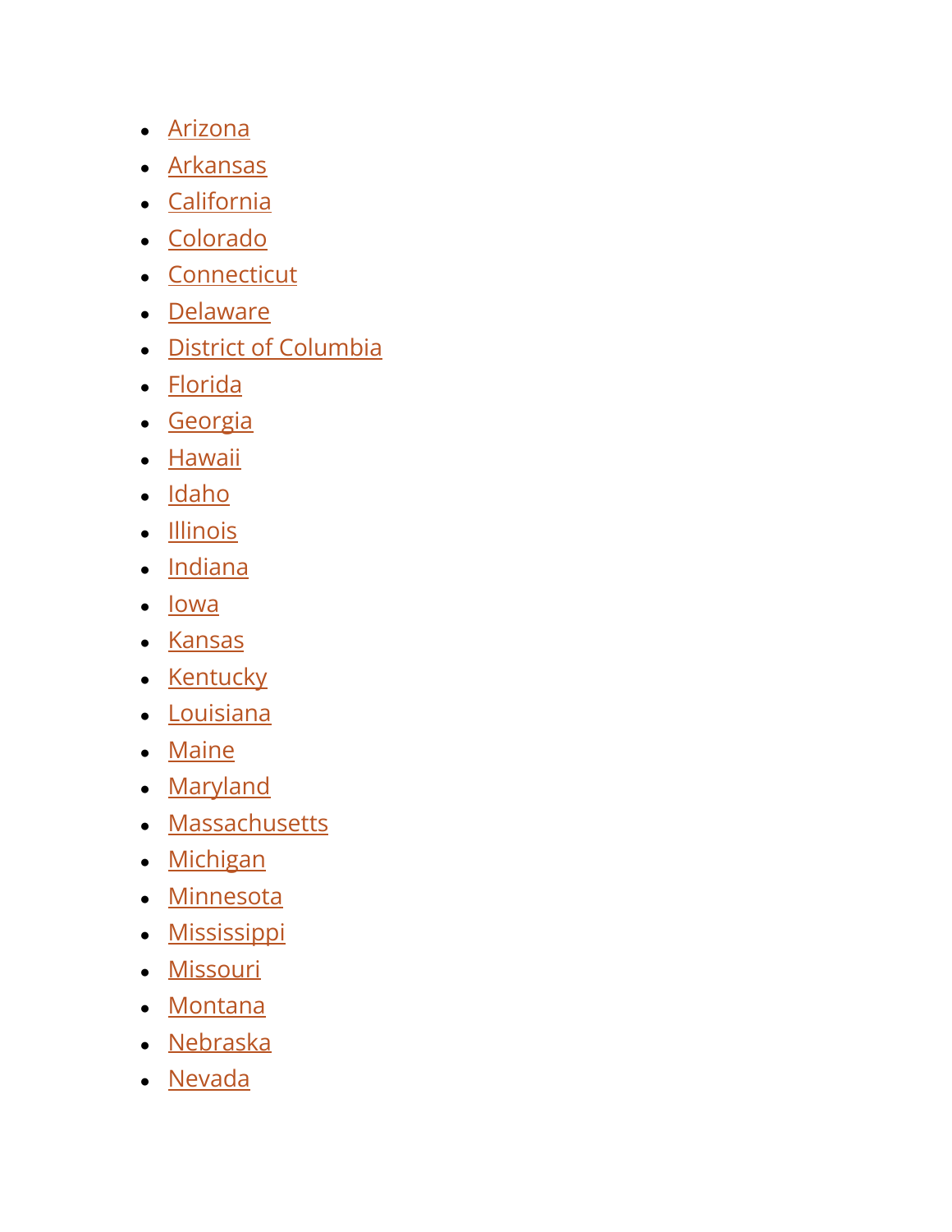- Arizona
- Arkansas
- California
- Colorado
- Connecticut
- Delaware
- District of Columbia
- Florida
- Georgia
- Hawaii
- Idaho
- Illinois
- Indiana
- Iowa
- Kansas
- Kentucky
- Louisiana
- Maine
- Maryland
- Massachusetts
- Michigan
- Minnesota
- Mississippi
- Missouri
- Montana
- Nebraska
- Nevada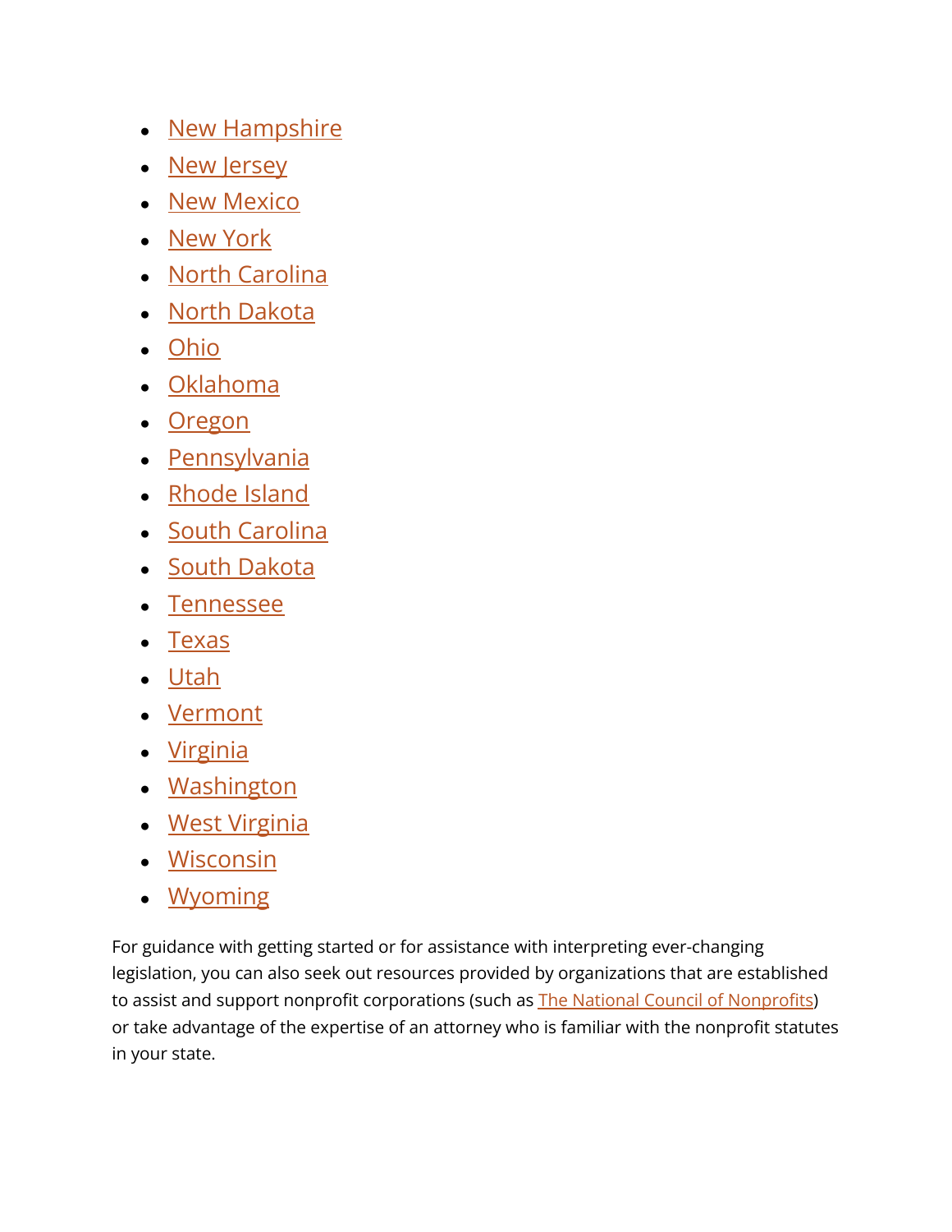- New Hampshire
- New Jersey
- New Mexico
- New York
- North Carolina
- North Dakota
- Ohio
- Oklahoma
- Oregon
- Pennsylvania
- Rhode Island
- South Carolina
- South Dakota
- Tennessee
- Texas
- Utah
- Vermont
- Virginia
- Washington
- West Virginia
- Wisconsin
- Wyoming

For guidance with getting started or for assistance with interpreting ever-changing legislation, you can also seek out resources provided by organizations that are established to assist and support nonprofit corporations (such as The National Council of Nonprofits) or take advantage of the expertise of an attorney who is familiar with the nonprofit statutes in your state.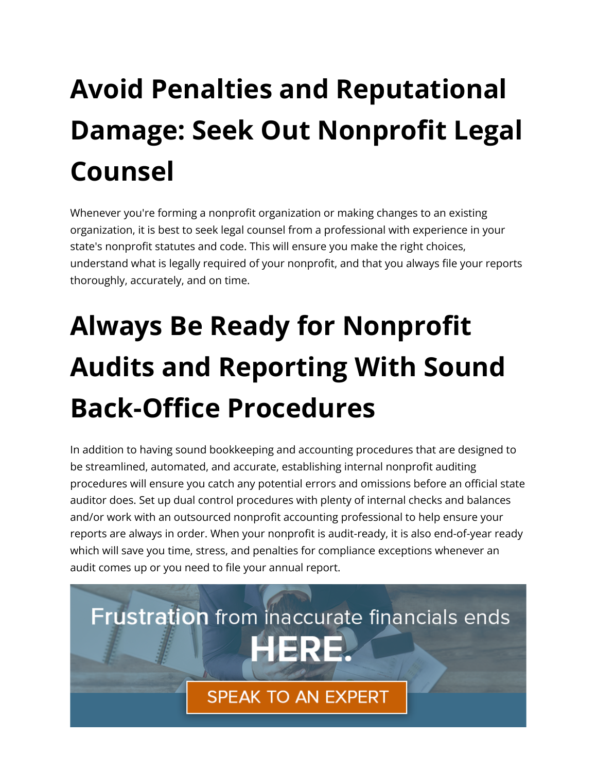# Avoid Penalties and Reputational Damage: Seek Out Nonprofit Legal Counsel

Whenever you're forming a nonprofit organization or making changes to an existing organization, it is best to seek legal counsel from a professional with experience in your state's nonprofit statutes and code. This will ensure you make the right choices, understand what is legally required of your nonprofit, and that you always file your reports thoroughly, accurately, and on time.

# Always Be Ready for Nonprofit Audits and Reporting With Sound Back-Office Procedures

In addition to having sound bookkeeping and accounting procedures that are designed to be streamlined, automated, and accurate, establishing internal nonprofit auditing procedures will ensure you catch any potential errors and omissions before an official state auditor does. Set up dual control procedures with plenty of internal checks and balances and/or work with an outsourced nonprofit accounting professional to help ensure your reports are always in order. When your nonprofit is audit-ready, it is also end-of-year ready which will save you time, stress, and penalties for compliance exceptions whenever an audit comes up or you need to file your annual report.

Frustration from inaccurate financials ends HERE.

SPEAK TO AN EXPERT